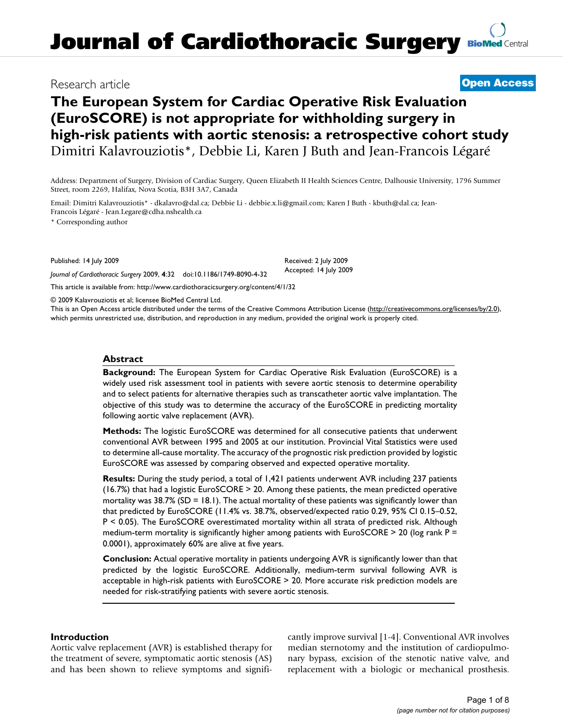# Journal of Cardiothoracic Surgery

Research article

**Open Access**

# The European System for Cardiac Operative Risk Evaluation (EuroSCORE) is not appropriate for withholding surgery in high-risk patients with aortic stenosis: a retrospective cohort study

Dimitri Kalavrouziotis*, Debbie Li, Karen J Buth and Jean-Francois Légaré

Address: Department of Surgery, Division of Cardiac Surgery, Queen Elizabeth II Health Sciences Centre, Dalhousie University, 1796 Summer Street, room 2269, Halifax, Nova Scotia, B3H 3A7, Canada

Email: Dimitri Kalavrouziotis* - dkalavro@dal.ca; Debbie Li - debbie.x.li@gmail.com; Karen J Buth - kbuth@dal.ca; Jean-Francois Légaré - Jean.Legare@cdha.nshealth.ca

* Corresponding author

Published: 14 July 2009

Received: 2 July 2009

Accepted: 14 July 2009

*Journal of Cardiothoracic Surgery* 2009, **4**:32 doi:10.1186/1749-8090-4-32

This article is available from: http://www.cardiothoracicsurgery.org/content/4/1/32

© 2009 Kalavrouziotis et al; licensee BioMed Central Ltd.

This is an Open Access article distributed under the terms of the Creative Commons Attribution License (http://creativecommons.org/licenses/by/2.0), which permits unrestricted use, distribution, and reproduction in any medium, provided the original work is properly cited.

## Abstract

**Background:** The European System for Cardiac Operative Risk Evaluation (EuroSCORE) is a widely used risk assessment tool in patients with severe aortic stenosis to determine operability and to select patients for alternative therapies such as transcatheter aortic valve implantation. The objective of this study was to determine the accuracy of the EuroSCORE in predicting mortality following aortic valve replacement (AVR).

**Methods:** The logistic EuroSCORE was determined for all consecutive patients that underwent conventional AVR between 1995 and 2005 at our institution. Provincial Vital Statistics were used to determine all-cause mortality. The accuracy of the prognostic risk prediction provided by logistic EuroSCORE was assessed by comparing observed and expected operative mortality.

**Results:** During the study period, a total of 1,421 patients underwent AVR including 237 patients (16.7%) that had a logistic EuroSCORE > 20. Among these patients, the mean predicted operative mortality was 38.7% (SD = 18.1). The actual mortality of these patients was significantly lower than that predicted by EuroSCORE (11.4% vs. 38.7%, observed/expected ratio 0.29, 95% CI 0.15–0.52, P < 0.05). The EuroSCORE overestimated mortality within all strata of predicted risk. Although medium-term mortality is significantly higher among patients with EuroSCORE > 20 (log rank P = 0.0001), approximately 60% are alive at five years.

**Conclusion:** Actual operative mortality in patients undergoing AVR is significantly lower than that predicted by the logistic EuroSCORE. Additionally, medium-term survival following AVR is acceptable in high-risk patients with EuroSCORE > 20. More accurate risk prediction models are needed for risk-stratifying patients with severe aortic stenosis.

## Introduction

Aortic valve replacement (AVR) is established therapy for the treatment of severe, symptomatic aortic stenosis (AS) and has been shown to relieve symptoms and significantly improve survival [1-4]. Conventional AVR involves median sternotomy and the institution of cardiopulmonary bypass, excision of the stenotic native valve, and replacement with a biologic or mechanical prosthesis.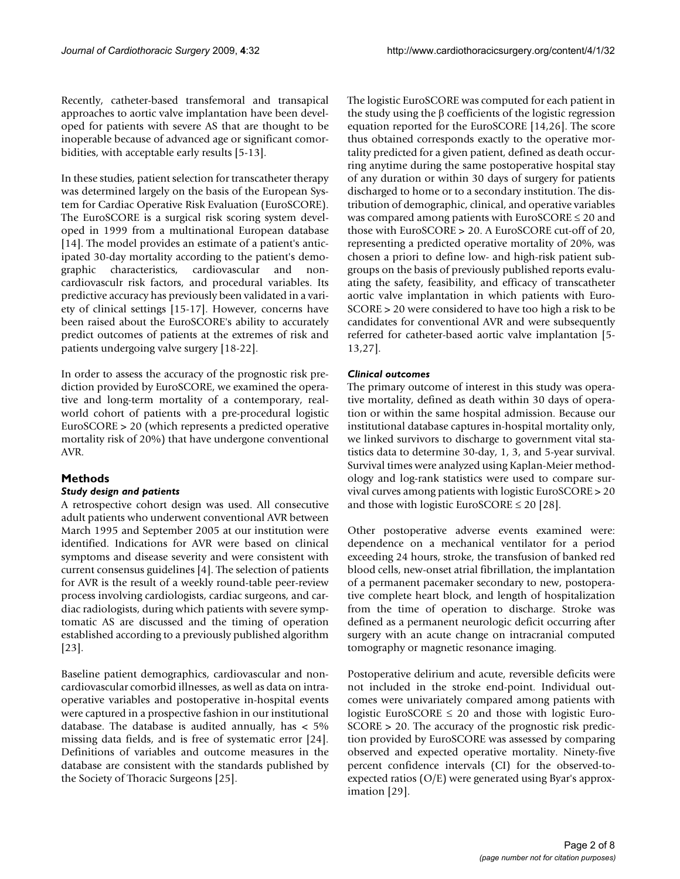Recently, catheter-based transfemoral and transapical approaches to aortic valve implantation have been developed for patients with severe AS that are thought to be inoperable because of advanced age or significant comorbidities, with acceptable early results [5-13].

In these studies, patient selection for transcatheter therapy was determined largely on the basis of the European System for Cardiac Operative Risk Evaluation (EuroSCORE). The EuroSCORE is a surgical risk scoring system developed in 1999 from a multinational European database [14]. The model provides an estimate of a patient's anticipated 30-day mortality according to the patient's demographic characteristics, cardiovascular and non-cardiovasculr risk factors, and procedural variables. Its predictive accuracy has previously been validated in a variety of clinical settings [15-17]. However, concerns have been raised about the EuroSCORE's ability to accurately predict outcomes of patients at the extremes of risk and patients undergoing valve surgery [18-22].

In order to assess the accuracy of the prognostic risk prediction provided by EuroSCORE, we examined the operative and long-term mortality of a contemporary, real-world cohort of patients with a pre-procedural logistic EuroSCORE > 20 (which represents a predicted operative mortality risk of 20%) that have undergone conventional AVR.

## Methods

### *Study design and patients*

A retrospective cohort design was used. All consecutive adult patients who underwent conventional AVR between March 1995 and September 2005 at our institution were identified. Indications for AVR were based on clinical symptoms and disease severity and were consistent with current consensus guidelines [4]. The selection of patients for AVR is the result of a weekly round-table peer-review process involving cardiologists, cardiac surgeons, and cardiac radiologists, during which patients with severe symptomatic AS are discussed and the timing of operation established according to a previously published algorithm [23].

Baseline patient demographics, cardiovascular and non-cardiovascular comorbid illnesses, as well as data on intra-operative variables and postoperative in-hospital events were captured in a prospective fashion in our institutional database. The database is audited annually, has < 5% missing data fields, and is free of systematic error [24]. Definitions of variables and outcome measures in the database are consistent with the standards published by the Society of Thoracic Surgeons [25].

The logistic EuroSCORE was computed for each patient in the study using the β coefficients of the logistic regression equation reported for the EuroSCORE [14,26]. The score thus obtained corresponds exactly to the operative mortality predicted for a given patient, defined as death occurring anytime during the same postoperative hospital stay of any duration or within 30 days of surgery for patients discharged to home or to a secondary institution. The distribution of demographic, clinical, and operative variables was compared among patients with EuroSCORE ≤ 20 and those with EuroSCORE > 20. A EuroSCORE cut-off of 20, representing a predicted operative mortality of 20%, was chosen a priori to define low- and high-risk patient subgroups on the basis of previously published reports evaluating the safety, feasibility, and efficacy of transcatheter aortic valve implantation in which patients with EuroSCORE > 20 were considered to have too high a risk to be candidates for conventional AVR and were subsequently referred for catheter-based aortic valve implantation [5-13,27].

### *Clinical outcomes*

The primary outcome of interest in this study was operative mortality, defined as death within 30 days of operation or within the same hospital admission. Because our institutional database captures in-hospital mortality only, we linked survivors to discharge to government vital statistics data to determine 30-day, 1, 3, and 5-year survival. Survival times were analyzed using Kaplan-Meier methodology and log-rank statistics were used to compare survival curves among patients with logistic EuroSCORE > 20 and those with logistic EuroSCORE ≤ 20 [28].

Other postoperative adverse events examined were: dependence on a mechanical ventilator for a period exceeding 24 hours, stroke, the transfusion of banked red blood cells, new-onset atrial fibrillation, the implantation of a permanent pacemaker secondary to new, postoperative complete heart block, and length of hospitalization from the time of operation to discharge. Stroke was defined as a permanent neurologic deficit occurring after surgery with an acute change on intracranial computed tomography or magnetic resonance imaging.

Postoperative delirium and acute, reversible deficits were not included in the stroke end-point. Individual outcomes were univariately compared among patients with logistic EuroSCORE ≤ 20 and those with logistic EuroSCORE > 20. The accuracy of the prognostic risk prediction provided by EuroSCORE was assessed by comparing observed and expected operative mortality. Ninety-five percent confidence intervals (CI) for the observed-to-expected ratios (O/E) were generated using Byar's approximation [29].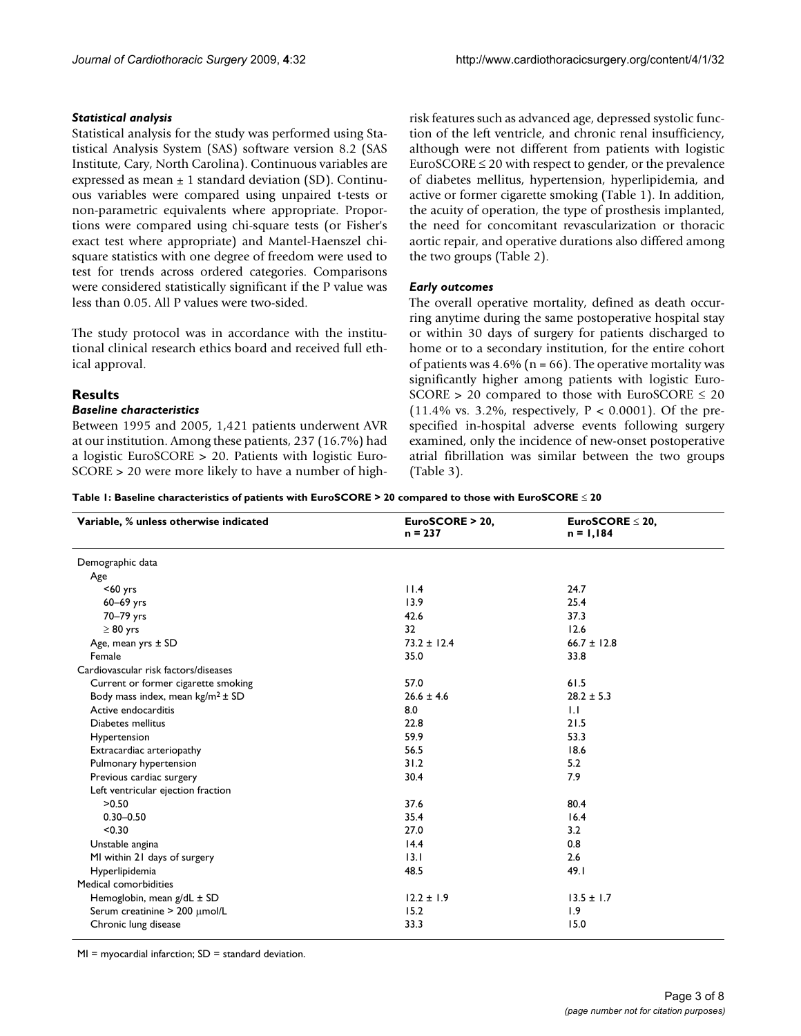### *Statistical analysis*

Statistical analysis for the study was performed using Statistical Analysis System (SAS) software version 8.2 (SAS Institute, Cary, North Carolina). Continuous variables are expressed as mean ± 1 standard deviation (SD). Continuous variables were compared using unpaired t-tests or non-parametric equivalents where appropriate. Proportions were compared using chi-square tests (or Fisher's exact test where appropriate) and Mantel-Haenszel chi-square statistics with one degree of freedom were used to test for trends across ordered categories. Comparisons were considered statistically significant if the P value was less than 0.05. All P values were two-sided.

The study protocol was in accordance with the institutional clinical research ethics board and received full ethical approval.

## Results

### *Baseline characteristics*

Between 1995 and 2005, 1,421 patients underwent AVR at our institution. Among these patients, 237 (16.7%) had a logistic EuroSCORE > 20. Patients with logistic EuroSCORE > 20 were more likely to have a number of high-risk features such as advanced age, depressed systolic function of the left ventricle, and chronic renal insufficiency, although were not different from patients with logistic EuroSCORE ≤ 20 with respect to gender, or the prevalence of diabetes mellitus, hypertension, hyperlipidemia, and active or former cigarette smoking (Table 1). In addition, the acuity of operation, the type of prosthesis implanted, the need for concomitant revascularization or thoracic aortic repair, and operative durations also differed among the two groups (Table 2).

### *Early outcomes*

The overall operative mortality, defined as death occurring anytime during the same postoperative hospital stay or within 30 days of surgery for patients discharged to home or to a secondary institution, for the entire cohort of patients was 4.6% (n = 66). The operative mortality was significantly higher among patients with logistic EuroSCORE > 20 compared to those with EuroSCORE ≤ 20 (11.4% vs. 3.2%, respectively, P < 0.0001). Of the prespecified in-hospital adverse events following surgery examined, only the incidence of new-onset postoperative atrial fibrillation was similar between the two groups (Table 3).

**Table 1: Baseline characteristics of patients with EuroSCORE > 20 compared to those with EuroSCORE ≤ 20**

| Variable, % unless otherwise indicated | EuroSCORE > 20, n = 237 | EuroSCORE ≤ 20, n = 1,184 |
|---|---|---|
| Demographic data | | |
| Age | | |
| <60 yrs | 11.4 | 24.7 |
| 60–69 yrs | 13.9 | 25.4 |
| 70–79 yrs | 42.6 | 37.3 |
| ≥ 80 yrs | 32 | 12.6 |
| Age, mean yrs ± SD | 73.2 ± 12.4 | 66.7 ± 12.8 |
| Female | 35.0 | 33.8 |
| Cardiovascular risk factors/diseases | | |
| Current or former cigarette smoking | 57.0 | 61.5 |
| Body mass index, mean kg/m$^2$ ± SD | 26.6 ± 4.6 | 28.2 ± 5.3 |
| Active endocarditis | 8.0 | 1.1 |
| Diabetes mellitus | 22.8 | 21.5 |
| Hypertension | 59.9 | 53.3 |
| Extracardiac arteriopathy | 56.5 | 18.6 |
| Pulmonary hypertension | 31.2 | 5.2 |
| Previous cardiac surgery | 30.4 | 7.9 |
| Left ventricular ejection fraction | | |
| >0.50 | 37.6 | 80.4 |
| 0.30–0.50 | 35.4 | 16.4 |
| <0.30 | 27.0 | 3.2 |
| Unstable angina | 14.4 | 0.8 |
| MI within 21 days of surgery | 13.1 | 2.6 |
| Hyperlipidemia | 48.5 | 49.1 |
| Medical comorbidities | | |
| Hemoglobin, mean g/dL ± SD | 12.2 ± 1.9 | 13.5 ± 1.7 |
| Serum creatinine > 200 μmol/L | 15.2 | 1.9 |
| Chronic lung disease | 33.3 | 15.0 |

MI = myocardial infarction; SD = standard deviation.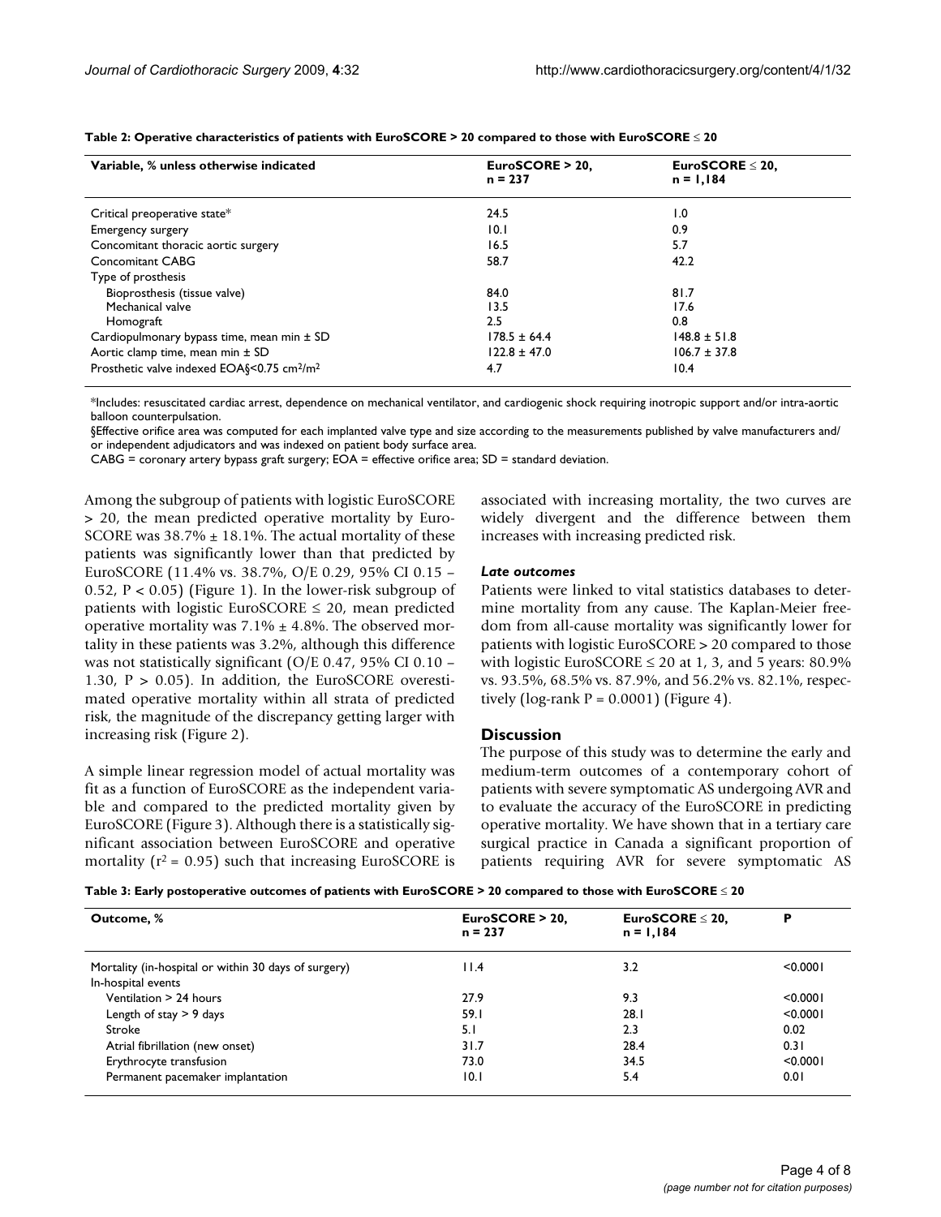**Table 2: Operative characteristics of patients with EuroSCORE > 20 compared to those with EuroSCORE ≤ 20**

| Variable, % unless otherwise indicated | EuroSCORE > 20, n = 237 | EuroSCORE ≤ 20, n = 1,184 |
|---|---|---|
| Critical preoperative state* | 24.5 | 1.0 |
| Emergency surgery | 10.1 | 0.9 |
| Concomitant thoracic aortic surgery | 16.5 | 5.7 |
| Concomitant CABG | 58.7 | 42.2 |
| Type of prosthesis | | |
| Bioprosthesis (tissue valve) | 84.0 | 81.7 |
| Mechanical valve | 13.5 | 17.6 |
| Homograft | 2.5 | 0.8 |
| Cardiopulmonary bypass time, mean min ± SD | 178.5 ± 64.4 | 148.8 ± 51.8 |
| Aortic clamp time, mean min ± SD | 122.8 ± 47.0 | 106.7 ± 37.8 |
| Prosthetic valve indexed EOA§<0.75 $cm^2/m^2$ | 4.7 | 10.4 |

*Includes: resuscitated cardiac arrest, dependence on mechanical ventilator, and cardiogenic shock requiring inotropic support and/or intra-aortic balloon counterpulsation.
§Effective orifice area was computed for each implanted valve type and size according to the measurements published by valve manufacturers and/or independent adjudicators and was indexed on patient body surface area.
CABG = coronary artery bypass graft surgery; EOA = effective orifice area; SD = standard deviation.

Among the subgroup of patients with logistic EuroSCORE > 20, the mean predicted operative mortality by EuroSCORE was 38.7% ± 18.1%. The actual mortality of these patients was significantly lower than that predicted by EuroSCORE (11.4% vs. 38.7%, O/E 0.29, 95% CI 0.15 – 0.52, $P < 0.05$) (Figure 1). In the lower-risk subgroup of patients with logistic EuroSCORE ≤ 20, mean predicted operative mortality was 7.1% ± 4.8%. The observed mortality in these patients was 3.2%, although this difference was not statistically significant (O/E 0.47, 95% CI 0.10 – 1.30, $P > 0.05$). In addition, the EuroSCORE overestimated operative mortality within all strata of predicted risk, the magnitude of the discrepancy getting larger with increasing risk (Figure 2).

A simple linear regression model of actual mortality was fit as a function of EuroSCORE as the independent variable and compared to the predicted mortality given by EuroSCORE (Figure 3). Although there is a statistically significant association between EuroSCORE and operative mortality ($r^2 = 0.95$) such that increasing EuroSCORE is associated with increasing mortality, the two curves are widely divergent and the difference between them increases with increasing predicted risk.

### *Late outcomes*

Patients were linked to vital statistics databases to determine mortality from any cause. The Kaplan-Meier freedom from all-cause mortality was significantly lower for patients with logistic EuroSCORE > 20 compared to those with logistic EuroSCORE ≤ 20 at 1, 3, and 5 years: 80.9% vs. 93.5%, 68.5% vs. 87.9%, and 56.2% vs. 82.1%, respectively (log-rank $P = 0.0001$) (Figure 4).

## Discussion

The purpose of this study was to determine the early and medium-term outcomes of a contemporary cohort of patients with severe symptomatic AS undergoing AVR and to evaluate the accuracy of the EuroSCORE in predicting operative mortality. We have shown that in a tertiary care surgical practice in Canada a significant proportion of patients requiring AVR for severe symptomatic AS

**Table 3: Early postoperative outcomes of patients with EuroSCORE > 20 compared to those with EuroSCORE ≤ 20**

| Outcome, % | EuroSCORE > 20, n = 237 | EuroSCORE ≤ 20, n = 1,184 | P |
|---|---|---|---|
| Mortality (in-hospital or within 30 days of surgery) | 11.4 | 3.2 | <0.0001 |
| In-hospital events | | | |
| Ventilation > 24 hours | 27.9 | 9.3 | <0.0001 |
| Length of stay > 9 days | 59.1 | 28.1 | <0.0001 |
| Stroke | 5.1 | 2.3 | 0.02 |
| Atrial fibrillation (new onset) | 31.7 | 28.4 | 0.31 |
| Erythrocyte transfusion | 73.0 | 34.5 | <0.0001 |
| Permanent pacemaker implantation | 10.1 | 5.4 | 0.01 |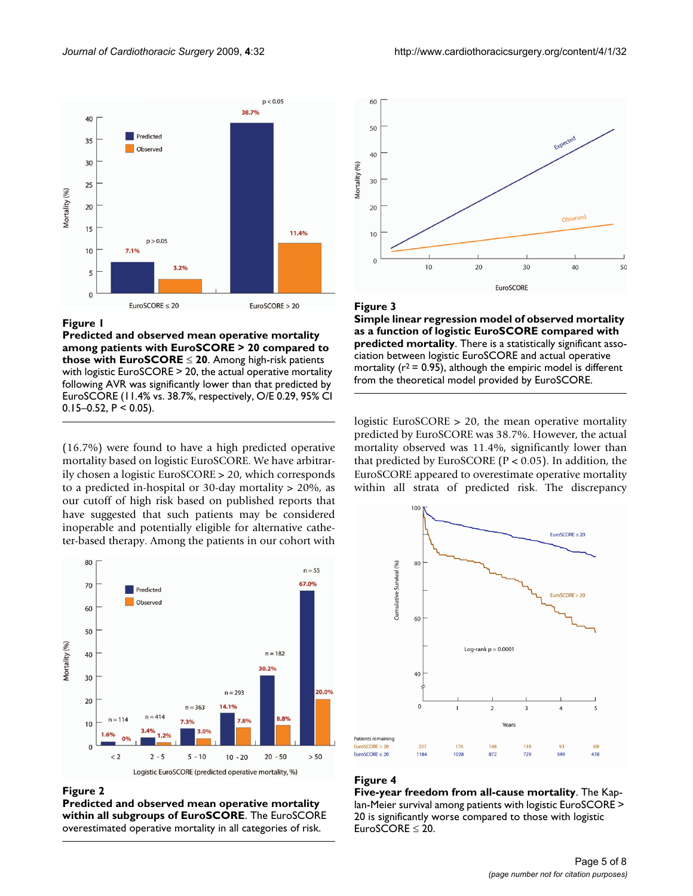**Figure 1**

**Predicted and observed mean operative mortality among patients with EuroSCORE > 20 compared to those with EuroSCORE ≤ 20**. Among high-risk patients with logistic EuroSCORE > 20, the actual operative mortality following AVR was significantly lower than that predicted by EuroSCORE (11.4% vs. 38.7%, respectively, O/E 0.29, 95% CI 0.15–0.52, P < 0.05).

(16.7%) were found to have a high predicted operative mortality based on logistic EuroSCORE. We have arbitrarily chosen a logistic EuroSCORE > 20, which corresponds to a predicted in-hospital or 30-day mortality > 20%, as our cutoff of high risk based on published reports that have suggested that such patients may be considered inoperable and potentially eligible for alternative catheter-based therapy. Among the patients in our cohort with logistic EuroSCORE > 20, the mean operative mortality predicted by EuroSCORE was 38.7%. However, the actual mortality observed was 11.4%, significantly lower than that predicted by EuroSCORE (P < 0.05). In addition, the EuroSCORE appeared to overestimate operative mortality within all strata of predicted risk. The discrepancy

**Figure 2**

**Predicted and observed mean operative mortality within all subgroups of EuroSCORE**. The EuroSCORE overestimated operative mortality in all categories of risk.

**Figure 3**

**Simple linear regression model of observed mortality as a function of logistic EuroSCORE compared with predicted mortality**. There is a statistically significant association between logistic EuroSCORE and actual operative mortality ($r^2 = 0.95$), although the empiric model is different from the theoretical model provided by EuroSCORE.

**Figure 4**

**Five-year freedom from all-cause mortality**. The Kaplan-Meier survival among patients with logistic EuroSCORE > 20 is significantly worse compared to those with logistic EuroSCORE ≤ 20.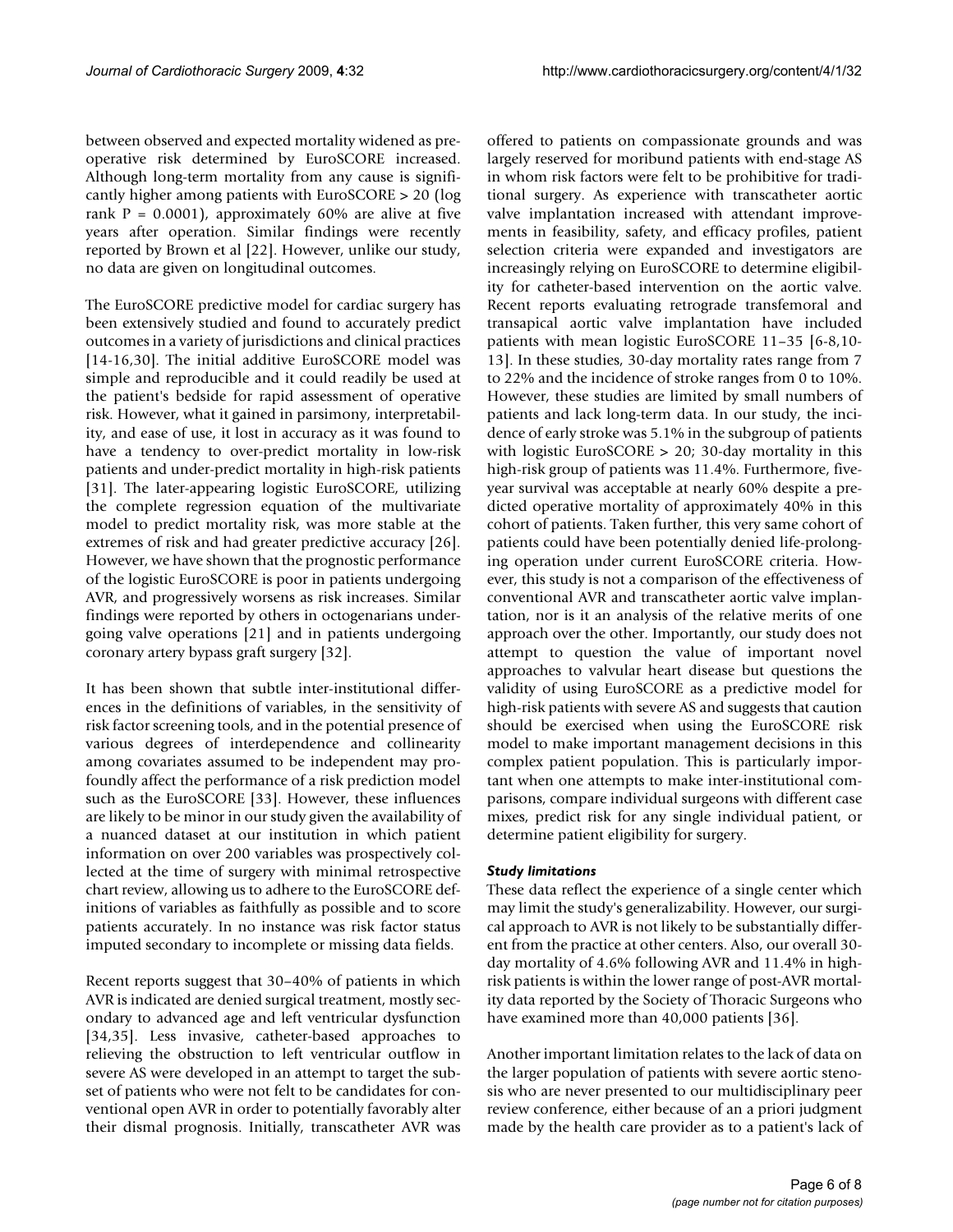between observed and expected mortality widened as preoperative risk determined by EuroSCORE increased. Although long-term mortality from any cause is significantly higher among patients with EuroSCORE > 20 (log rank P = 0.0001), approximately 60% are alive at five years after operation. Similar findings were recently reported by Brown et al [22]. However, unlike our study, no data are given on longitudinal outcomes.

The EuroSCORE predictive model for cardiac surgery has been extensively studied and found to accurately predict outcomes in a variety of jurisdictions and clinical practices [14-16,30]. The initial additive EuroSCORE model was simple and reproducible and it could readily be used at the patient's bedside for rapid assessment of operative risk. However, what it gained in parsimony, interpretability, and ease of use, it lost in accuracy as it was found to have a tendency to over-predict mortality in low-risk patients and under-predict mortality in high-risk patients [31]. The later-appearing logistic EuroSCORE, utilizing the complete regression equation of the multivariate model to predict mortality risk, was more stable at the extremes of risk and had greater predictive accuracy [26]. However, we have shown that the prognostic performance of the logistic EuroSCORE is poor in patients undergoing AVR, and progressively worsens as risk increases. Similar findings were reported by others in octogenarians undergoing valve operations [21] and in patients undergoing coronary artery bypass graft surgery [32].

It has been shown that subtle inter-institutional differences in the definitions of variables, in the sensitivity of risk factor screening tools, and in the potential presence of various degrees of interdependence and collinearity among covariates assumed to be independent may profoundly affect the performance of a risk prediction model such as the EuroSCORE [33]. However, these influences are likely to be minor in our study given the availability of a nuanced dataset at our institution in which patient information on over 200 variables was prospectively collected at the time of surgery with minimal retrospective chart review, allowing us to adhere to the EuroSCORE definitions of variables as faithfully as possible and to score patients accurately. In no instance was risk factor status imputed secondary to incomplete or missing data fields.

Recent reports suggest that 30–40% of patients in which AVR is indicated are denied surgical treatment, mostly secondary to advanced age and left ventricular dysfunction [34,35]. Less invasive, catheter-based approaches to relieving the obstruction to left ventricular outflow in severe AS were developed in an attempt to target the subset of patients who were not felt to be candidates for conventional open AVR in order to potentially favorably alter their dismal prognosis. Initially, transcatheter AVR was offered to patients on compassionate grounds and was largely reserved for moribund patients with end-stage AS in whom risk factors were felt to be prohibitive for traditional surgery. As experience with transcatheter aortic valve implantation increased with attendant improvements in feasibility, safety, and efficacy profiles, patient selection criteria were expanded and investigators are increasingly relying on EuroSCORE to determine eligibility for catheter-based intervention on the aortic valve. Recent reports evaluating retrograde transfemoral and transapical aortic valve implantation have included patients with mean logistic EuroSCORE 11–35 [6-8,10-13]. In these studies, 30-day mortality rates range from 7 to 22% and the incidence of stroke ranges from 0 to 10%. However, these studies are limited by small numbers of patients and lack long-term data. In our study, the incidence of early stroke was 5.1% in the subgroup of patients with logistic EuroSCORE > 20; 30-day mortality in this high-risk group of patients was 11.4%. Furthermore, five-year survival was acceptable at nearly 60% despite a predicted operative mortality of approximately 40% in this cohort of patients. Taken further, this very same cohort of patients could have been potentially denied life-prolonging operation under current EuroSCORE criteria. However, this study is not a comparison of the effectiveness of conventional AVR and transcatheter aortic valve implantation, nor is it an analysis of the relative merits of one approach over the other. Importantly, our study does not attempt to question the value of important novel approaches to valvular heart disease but questions the validity of using EuroSCORE as a predictive model for high-risk patients with severe AS and suggests that caution should be exercised when using the EuroSCORE risk model to make important management decisions in this complex patient population. This is particularly important when one attempts to make inter-institutional comparisons, compare individual surgeons with different case mixes, predict risk for any single individual patient, or determine patient eligibility for surgery.

### *Study limitations*

These data reflect the experience of a single center which may limit the study's generalizability. However, our surgical approach to AVR is not likely to be substantially different from the practice at other centers. Also, our overall 30-day mortality of 4.6% following AVR and 11.4% in high-risk patients is within the lower range of post-AVR mortality data reported by the Society of Thoracic Surgeons who have examined more than 40,000 patients [36].

Another important limitation relates to the lack of data on the larger population of patients with severe aortic stenosis who are never presented to our multidisciplinary peer review conference, either because of an a priori judgment made by the health care provider as to a patient's lack of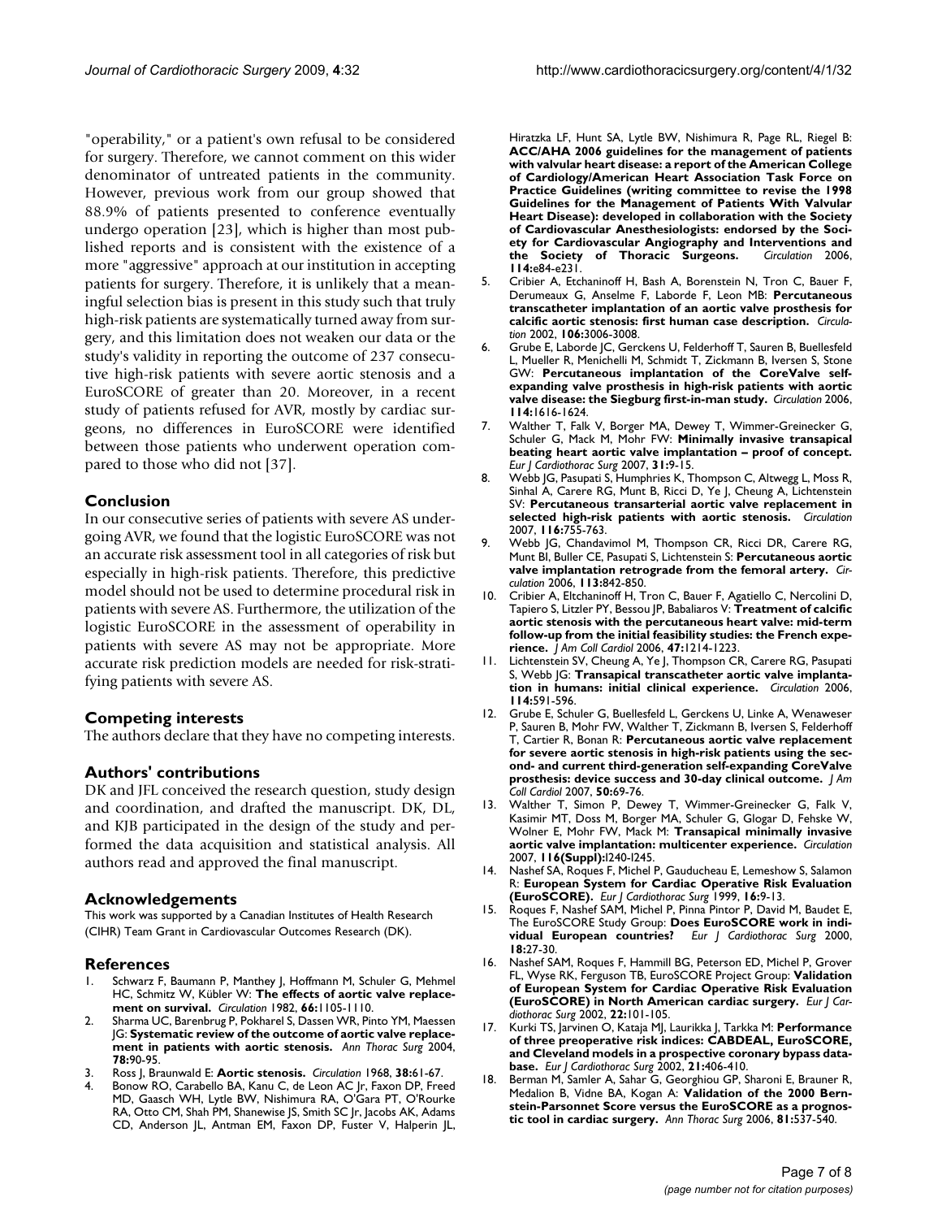"operability," or a patient's own refusal to be considered for surgery. Therefore, we cannot comment on this wider denominator of untreated patients in the community. However, previous work from our group showed that 88.9% of patients presented to conference eventually undergo operation [23], which is higher than most published reports and is consistent with the existence of a more "aggressive" approach at our institution in accepting patients for surgery. Therefore, it is unlikely that a meaningful selection bias is present in this study such that truly high-risk patients are systematically turned away from surgery, and this limitation does not weaken our data or the study's validity in reporting the outcome of 237 consecutive high-risk patients with severe aortic stenosis and a EuroSCORE of greater than 20. Moreover, in a recent study of patients refused for AVR, mostly by cardiac surgeons, no differences in EuroSCORE were identified between those patients who underwent operation compared to those who did not [37].

## Conclusion

In our consecutive series of patients with severe AS undergoing AVR, we found that the logistic EuroSCORE was not an accurate risk assessment tool in all categories of risk but especially in high-risk patients. Therefore, this predictive model should not be used to determine procedural risk in patients with severe AS. Furthermore, the utilization of the logistic EuroSCORE in the assessment of operability in patients with severe AS may not be appropriate. More accurate risk prediction models are needed for risk-stratifying patients with severe AS.

## Competing interests

The authors declare that they have no competing interests.

## Authors' contributions

DK and JFL conceived the research question, study design and coordination, and drafted the manuscript. DK, DL, and KJB participated in the design of the study and performed the data acquisition and statistical analysis. All authors read and approved the final manuscript.

## Acknowledgements

This work was supported by a Canadian Institutes of Health Research (CIHR) Team Grant in Cardiovascular Outcomes Research (DK).

## References

1. Schwarz F, Baumann P, Manthey J, Hoffmann M, Schuler G, Mehmel HC, Schmitz W, Kübler W: **The effects of aortic valve replacement on survival.** *Circulation* 1982, **66:**1105-1110.
2. Sharma UC, Barenbrug P, Pokharel S, Dassen WR, Pinto YM, Maessen JG: **Systematic review of the outcome of aortic valve replacement in patients with aortic stenosis.** *Ann Thorac Surg* 2004, **78:**90-95.
3. Ross J, Braunwald E: **Aortic stenosis.** *Circulation* 1968, **38:**61-67.
4. Bonow RO, Carabello BA, Kanu C, de Leon AC Jr, Faxon DP, Freed MD, Gaasch WH, Lytle BW, Nishimura RA, O'Gara PT, O'Rourke RA, Otto CM, Shah PM, Shanewise JS, Smith SC Jr, Jacobs AK, Adams CD, Anderson JL, Antman EM, Faxon DP, Fuster V, Halperin JL, Hiratzka LF, Hunt SA, Lytle BW, Nishimura R, Page RL, Riegel B: **ACC/AHA 2006 guidelines for the management of patients with valvular heart disease: a report of the American College of Cardiology/American Heart Association Task Force on Practice Guidelines (writing committee to revise the 1998 Guidelines for the Management of Patients With Valvular Heart Disease): developed in collaboration with the Society of Cardiovascular Anesthesiologists: endorsed by the Society for Cardiovascular Angiography and Interventions and the Society of Thoracic Surgeons.** *Circulation* 2006, **114:**e84-e231.
5. Cribier A, Etchaninoff H, Bash A, Borenstein N, Tron C, Bauer F, Derumeaux G, Anselme F, Laborde F, Leon MB: **Percutaneous transcatheter implantation of an aortic valve prosthesis for calcific aortic stenosis: first human case description.** *Circulation* 2002, **106:**3006-3008.
6. Grube E, Laborde JC, Gerckens U, Felderhoff T, Sauren B, Buellesfeld L, Mueller R, Menichelli M, Schmidt T, Zickmann B, Iversen S, Stone GW: **Percutaneous implantation of the CoreValve self-expanding valve prosthesis in high-risk patients with aortic valve disease: the Siegburg first-in-man study.** *Circulation* 2006, **114:**1616-1624.
7. Walther T, Falk V, Borger MA, Dewey T, Wimmer-Greinecker G, Schuler G, Mack M, Mohr FW: **Minimally invasive transapical beating heart aortic valve implantation – proof of concept.** *Eur J Cardiothorac Surg* 2007, **31:**9-15.
8. Webb JG, Pasupati S, Humphries K, Thompson C, Altwegg L, Moss R, Sinhal A, Carere RG, Munt B, Ricci D, Ye J, Cheung A, Lichtenstein SV: **Percutaneous transarterial aortic valve replacement in selected high-risk patients with aortic stenosis.** *Circulation* 2007, **116:**755-763.
9. Webb JG, Chandavimol M, Thompson CR, Ricci DR, Carere RG, Munt BI, Buller CE, Pasupati S, Lichtenstein S: **Percutaneous aortic valve implantation retrograde from the femoral artery.** *Circulation* 2006, **113:**842-850.
10. Cribier A, Eltchaninoff H, Tron C, Bauer F, Agatiello C, Nercolini D, Tapiero S, Litzler PY, Bessou JP, Babaliaros V: **Treatment of calcific aortic stenosis with the percutaneous heart valve: mid-term follow-up from the initial feasibility studies: the French experience.** *J Am Coll Cardiol* 2006, **47:**1214-1223.
11. Lichtenstein SV, Cheung A, Ye J, Thompson CR, Carere RG, Pasupati S, Webb JG: **Transapical transcatheter aortic valve implantation in humans: initial clinical experience.** *Circulation* 2006, **114:**591-596.
12. Grube E, Schuler G, Buellesfeld L, Gerckens U, Linke A, Wenaweser P, Sauren B, Mohr FW, Walther T, Zickmann B, Iversen S, Felderhoff T, Cartier R, Bonan R: **Percutaneous aortic valve replacement for severe aortic stenosis in high-risk patients using the second- and current third-generation self-expanding CoreValve prosthesis: device success and 30-day clinical outcome.** *J Am Coll Cardiol* 2007, **50:**69-76.
13. Walther T, Simon P, Dewey T, Wimmer-Greinecker G, Falk V, Kasimir MT, Doss M, Borger MA, Schuler G, Glogar D, Fehske W, Wolner E, Mohr FW, Mack M: **Transapical minimally invasive aortic valve implantation: multicenter experience.** *Circulation* 2007, **116(Suppl):**I240-I245.
14. Nashef SA, Roques F, Michel P, Gauducheau E, Lemeshow S, Salamon R: **European System for Cardiac Operative Risk Evaluation (EuroSCORE).** *Eur J Cardiothorac Surg* 1999, **16:**9-13.
15. Roques F, Nashef SAM, Michel P, Pinna Pintor P, David M, Baudet E, The EuroSCORE Study Group: **Does EuroSCORE work in individual European countries?** *Eur J Cardiothorac Surg* 2000, **18:**27-30.
16. Nashef SAM, Roques F, Hammill BG, Peterson ED, Michel P, Grover FL, Wyse RK, Ferguson TB, EuroSCORE Project Group: **Validation of European System for Cardiac Operative Risk Evaluation (EuroSCORE) in North American cardiac surgery.** *Eur J Cardiothorac Surg* 2002, **22:**101-105.
17. Kurki TS, Jarvinen O, Kataja MJ, Laurikka J, Tarkka M: **Performance of three preoperative risk indices: CABDEAL, EuroSCORE, and Cleveland models in a prospective coronary bypass database.** *Eur J Cardiothorac Surg* 2002, **21:**406-410.
18. Berman M, Samler A, Sahar G, Georghiou GP, Sharoni E, Brauner R, Medalion B, Vidne BA, Kogan A: **Validation of the 2000 Bernstein-Parsonnet Score versus the EuroSCORE as a prognostic tool in cardiac surgery.** *Ann Thorac Surg* 2006, **81:**537-540.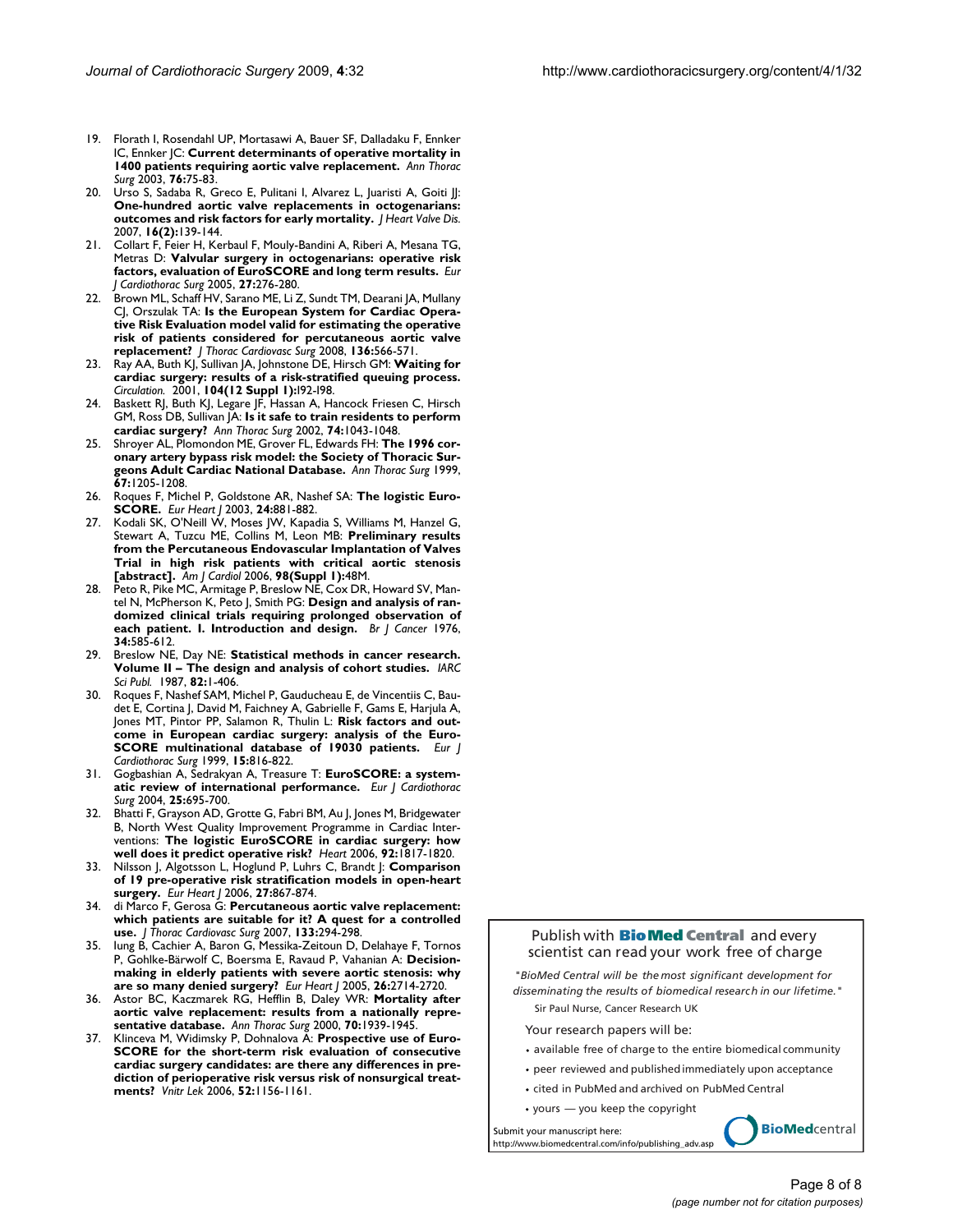19. Florath I, Rosendahl UP, Mortasawi A, Bauer SF, Dalladaku F, Ennker IC, Ennker JC: **Current determinants of operative mortality in 1400 patients requiring aortic valve replacement.** *Ann Thorac Surg* 2003, **76:**75-83.
20. Urso S, Sadaba R, Greco E, Pulitani I, Alvarez L, Juaristi A, Goiti JJ: **One-hundred aortic valve replacements in octogenarians: outcomes and risk factors for early mortality.** *J Heart Valve Dis.* 2007, **16(2):**139-144.
21. Collart F, Feier H, Kerbaul F, Mouly-Bandini A, Riberi A, Mesana TG, Metras D: **Valvular surgery in octogenarians: operative risk factors, evaluation of EuroSCORE and long term results.** *Eur J Cardiothorac Surg* 2005, **27:**276-280.
22. Brown ML, Schaff HV, Sarano ME, Li Z, Sundt TM, Dearani JA, Mullany CJ, Orszulak TA: **Is the European System for Cardiac Operative Risk Evaluation model valid for estimating the operative risk of patients considered for percutaneous aortic valve replacement?** *J Thorac Cardiovasc Surg* 2008, **136:**566-571.
23. Ray AA, Buth KJ, Sullivan JA, Johnstone DE, Hirsch GM: **Waiting for cardiac surgery: results of a risk-stratified queuing process.** *Circulation.* 2001, **104(12 Suppl 1):**I92-I98.
24. Baskett RJ, Buth KJ, Legare JF, Hassan A, Hancock Friesen C, Hirsch GM, Ross DB, Sullivan JA: **Is it safe to train residents to perform cardiac surgery?** *Ann Thorac Surg* 2002, **74:**1043-1048.
25. Shroyer AL, Plomondon ME, Grover FL, Edwards FH: **The 1996 coronary artery bypass risk model: the Society of Thoracic Surgeons Adult Cardiac National Database.** *Ann Thorac Surg* 1999, **67:**1205-1208.
26. Roques F, Michel P, Goldstone AR, Nashef SA: **The logistic EuroSCORE.** *Eur Heart J* 2003, **24:**881-882.
27. Kodali SK, O'Neill W, Moses JW, Kapadia S, Williams M, Hanzel G, Stewart A, Tuzcu ME, Collins M, Leon MB: **Preliminary results from the Percutaneous Endovascular Implantation of Valves Trial in high risk patients with critical aortic stenosis [abstract].** *Am J Cardiol* 2006, **98(Suppl 1):**48M.
28. Peto R, Pike MC, Armitage P, Breslow NE, Cox DR, Howard SV, Mantel N, McPherson K, Peto J, Smith PG: **Design and analysis of randomized clinical trials requiring prolonged observation of each patient. I. Introduction and design.** *Br J Cancer* 1976, **34:**585-612.
29. Breslow NE, Day NE: **Statistical methods in cancer research. Volume II – The design and analysis of cohort studies.** *IARC Sci Publ.* 1987, **82:**1-406.
30. Roques F, Nashef SAM, Michel P, Gauducheau E, de Vincentiis C, Baudet E, Cortina J, David M, Faichney A, Gabrielle F, Gams E, Harjula A, Jones MT, Pintor PP, Salamon R, Thulin L: **Risk factors and outcome in European cardiac surgery: analysis of the EuroSCORE multinational database of 19030 patients.** *Eur J Cardiothorac Surg* 1999, **15:**816-822.
31. Gogbashian A, Sedrakyan A, Treasure T: **EuroSCORE: a systematic review of international performance.** *Eur J Cardiothorac Surg* 2004, **25:**695-700.
32. Bhatti F, Grayson AD, Grotte G, Fabri BM, Au J, Jones M, Bridgewater B, North West Quality Improvement Programme in Cardiac Interventions: **The logistic EuroSCORE in cardiac surgery: how well does it predict operative risk?** *Heart* 2006, **92:**1817-1820.
33. Nilsson J, Algotsson L, Hoglund P, Luhrs C, Brandt J: **Comparison of 19 pre-operative risk stratification models in open-heart surgery.** *Eur Heart J* 2006, **27:**867-874.
34. di Marco F, Gerosa G: **Percutaneous aortic valve replacement: which patients are suitable for it? A quest for a controlled use.** *J Thorac Cardiovasc Surg* 2007, **133:**294-298.
35. Iung B, Cachier A, Baron G, Messika-Zeitoun D, Delahaye F, Tornos P, Gohlke-Bärwolf C, Boersma E, Ravaud P, Vahanian A: **Decision-making in elderly patients with severe aortic stenosis: why are so many denied surgery?** *Eur Heart J* 2005, **26:**2714-2720.
36. Astor BC, Kaczmarek RG, Hefflin B, Daley WR: **Mortality after aortic valve replacement: results from a nationally representative database.** *Ann Thorac Surg* 2000, **70:**1939-1945.
37. Klinceva M, Widimsky P, Dohnalova A: **Prospective use of EuroSCORE for the short-term risk evaluation of consecutive cardiac surgery candidates: are there any differences in prediction of perioperative risk versus risk of nonsurgical treatments?** *Vnitr Lek* 2006, **52:**1156-1161.

Publish with **BioMed Central** and every scientist can read your work free of charge

*"BioMed Central will be the most significant development for disseminating the results of biomedical research in our lifetime."*
Sir Paul Nurse, Cancer Research UK

Your research papers will be:

- available free of charge to the entire biomedical community
- peer reviewed and published immediately upon acceptance
- cited in PubMed and archived on PubMed Central
- yours — you keep the copyright

Submit your manuscript here:
http://www.biomedcentral.com/info/publishing_adv.asp

BioMedcentral